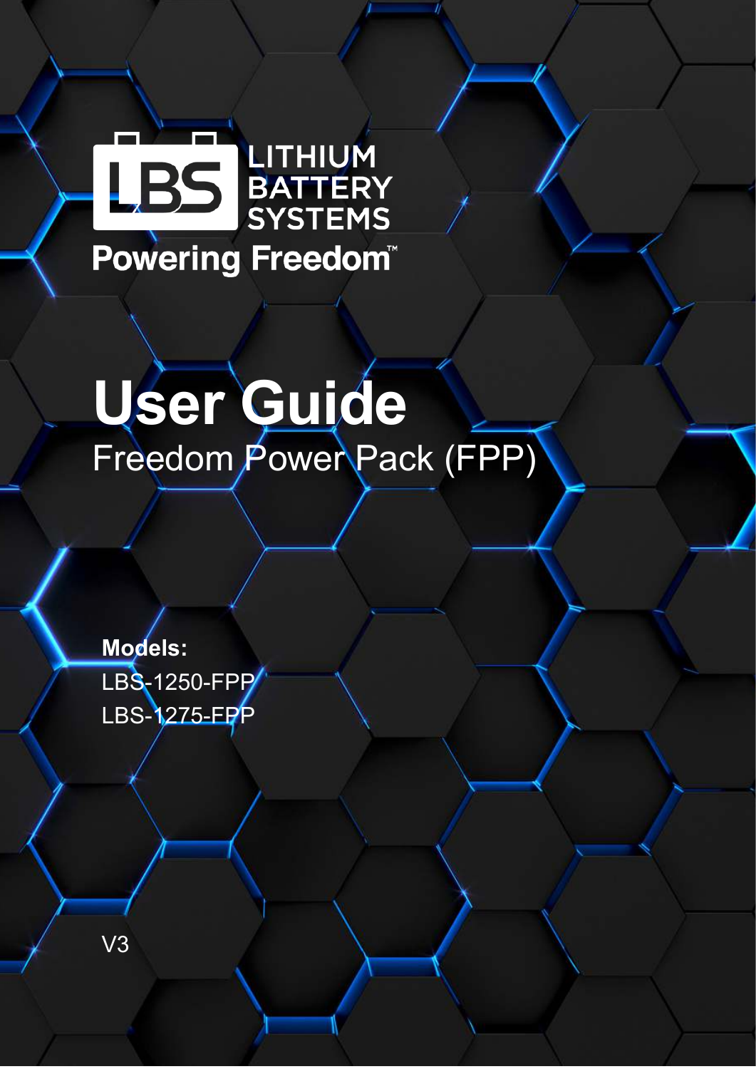LITHIUM BATTERY SYSTEMS

**Powering Freedom™**

# User Guide

## Freedom Power Pack (FPP)

**Models:**

LBS-1250-FPP

LBS-1275-FPP

V3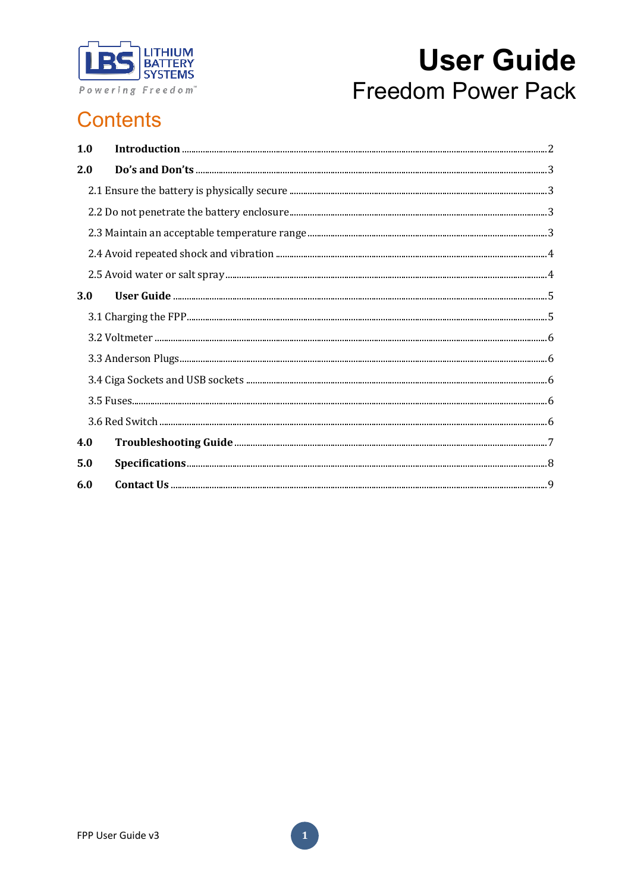# User Guide

## Freedom Power Pack

## Contents

**1.0 Introduction** ........ 2

**2.0 Do's and Don'ts** ........ 3

2.1 Ensure the battery is physically secure ........ 3

2.2 Do not penetrate the battery enclosure ........ 3

2.3 Maintain an acceptable temperature range ........ 3

2.4 Avoid repeated shock and vibration ........ 4

2.5 Avoid water or salt spray ........ 4

**3.0 User Guide** ........ 5

3.1 Charging the FPP ........ 5

3.2 Voltmeter ........ 6

3.3 Anderson Plugs ........ 6

3.4 Ciga Sockets and USB sockets ........ 6

3.5 Fuses ........ 6

3.6 Red Switch ........ 6

**4.0 Troubleshooting Guide** ........ 7

**5.0 Specifications** ........ 8

**6.0 Contact Us** ........ 9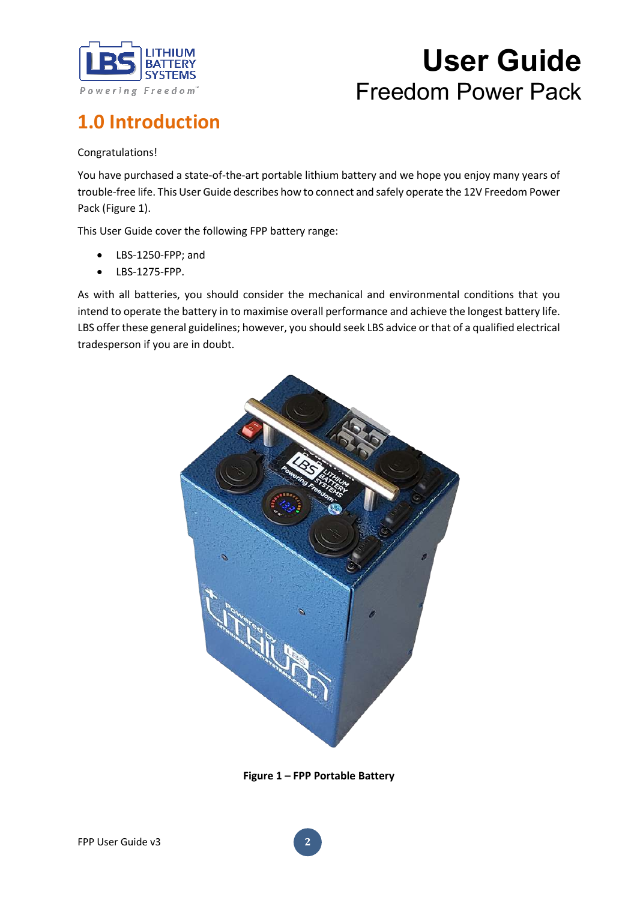## 1.0 Introduction

Congratulations!

You have purchased a state-of-the-art portable lithium battery and we hope you enjoy many years of trouble-free life. This User Guide describes how to connect and safely operate the 12V Freedom Power Pack (Figure 1).

This User Guide cover the following FPP battery range:

- LBS-1250-FPP; and
- LBS-1275-FPP.

As with all batteries, you should consider the mechanical and environmental conditions that you intend to operate the battery in to maximise overall performance and achieve the longest battery life. LBS offer these general guidelines; however, you should seek LBS advice or that of a qualified electrical tradesperson if you are in doubt.

**Figure 1 – FPP Portable Battery**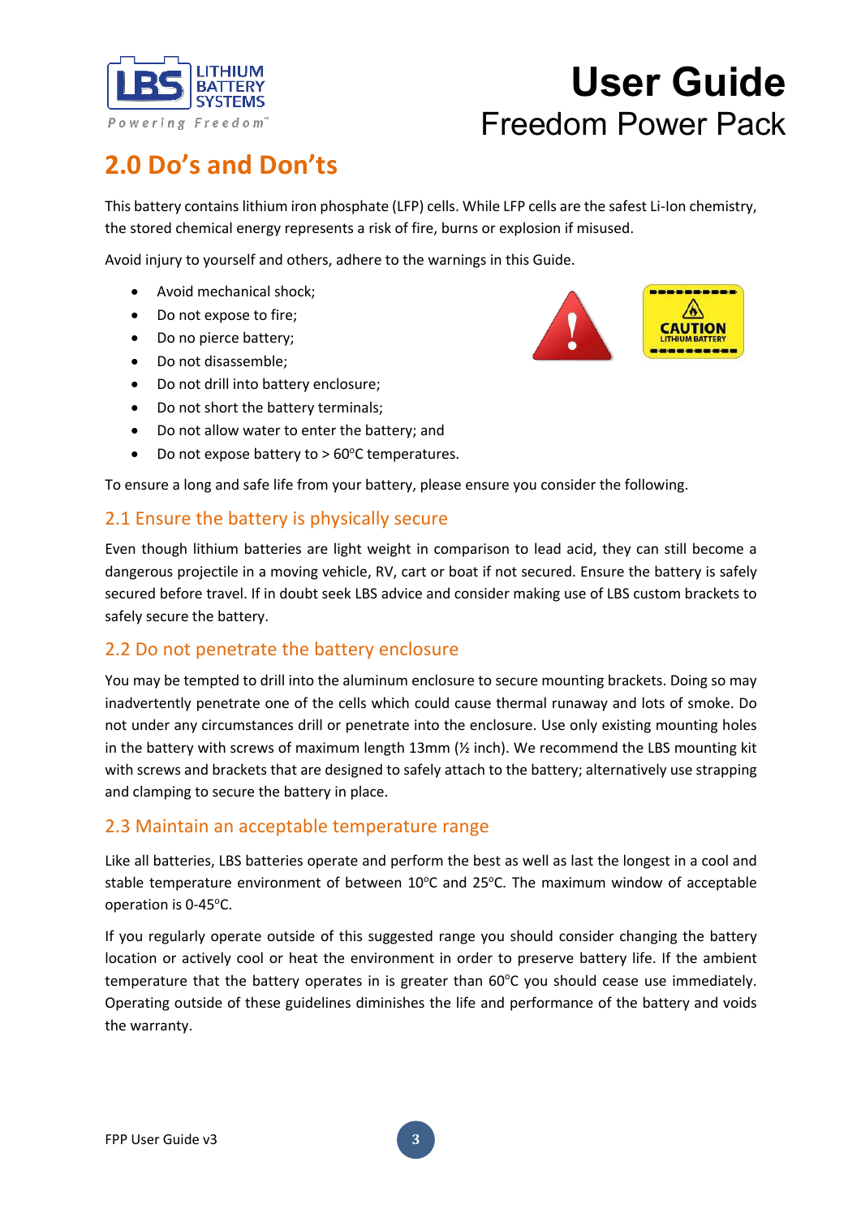# 2.0 Do's and Don'ts

This battery contains lithium iron phosphate (LFP) cells. While LFP cells are the safest Li-Ion chemistry, the stored chemical energy represents a risk of fire, burns or explosion if misused.

Avoid injury to yourself and others, adhere to the warnings in this Guide.

- Avoid mechanical shock;
- Do not expose to fire;
- Do no pierce battery;
- Do not disassemble;
- Do not drill into battery enclosure;
- Do not short the battery terminals;
- Do not allow water to enter the battery; and
- Do not expose battery to > 60°C temperatures.

To ensure a long and safe life from your battery, please ensure you consider the following.

## 2.1 Ensure the battery is physically secure

Even though lithium batteries are light weight in comparison to lead acid, they can still become a dangerous projectile in a moving vehicle, RV, cart or boat if not secured. Ensure the battery is safely secured before travel. If in doubt seek LBS advice and consider making use of LBS custom brackets to safely secure the battery.

## 2.2 Do not penetrate the battery enclosure

You may be tempted to drill into the aluminum enclosure to secure mounting brackets. Doing so may inadvertently penetrate one of the cells which could cause thermal runaway and lots of smoke. Do not under any circumstances drill or penetrate into the enclosure. Use only existing mounting holes in the battery with screws of maximum length 13mm (½ inch). We recommend the LBS mounting kit with screws and brackets that are designed to safely attach to the battery; alternatively use strapping and clamping to secure the battery in place.

## 2.3 Maintain an acceptable temperature range

Like all batteries, LBS batteries operate and perform the best as well as last the longest in a cool and stable temperature environment of between 10°C and 25°C. The maximum window of acceptable operation is 0-45°C.

If you regularly operate outside of this suggested range you should consider changing the battery location or actively cool or heat the environment in order to preserve battery life. If the ambient temperature that the battery operates in is greater than 60°C you should cease use immediately. Operating outside of these guidelines diminishes the life and performance of the battery and voids the warranty.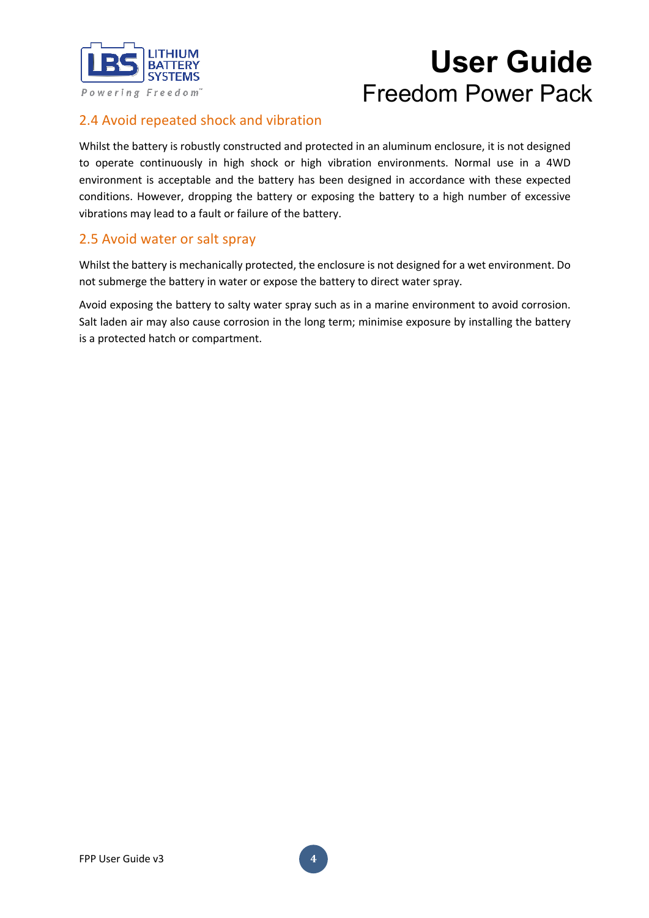## 2.4 Avoid repeated shock and vibration

Whilst the battery is robustly constructed and protected in an aluminum enclosure, it is not designed to operate continuously in high shock or high vibration environments. Normal use in a 4WD environment is acceptable and the battery has been designed in accordance with these expected conditions. However, dropping the battery or exposing the battery to a high number of excessive vibrations may lead to a fault or failure of the battery.

## 2.5 Avoid water or salt spray

Whilst the battery is mechanically protected, the enclosure is not designed for a wet environment. Do not submerge the battery in water or expose the battery to direct water spray.

Avoid exposing the battery to salty water spray such as in a marine environment to avoid corrosion. Salt laden air may also cause corrosion in the long term; minimise exposure by installing the battery is a protected hatch or compartment.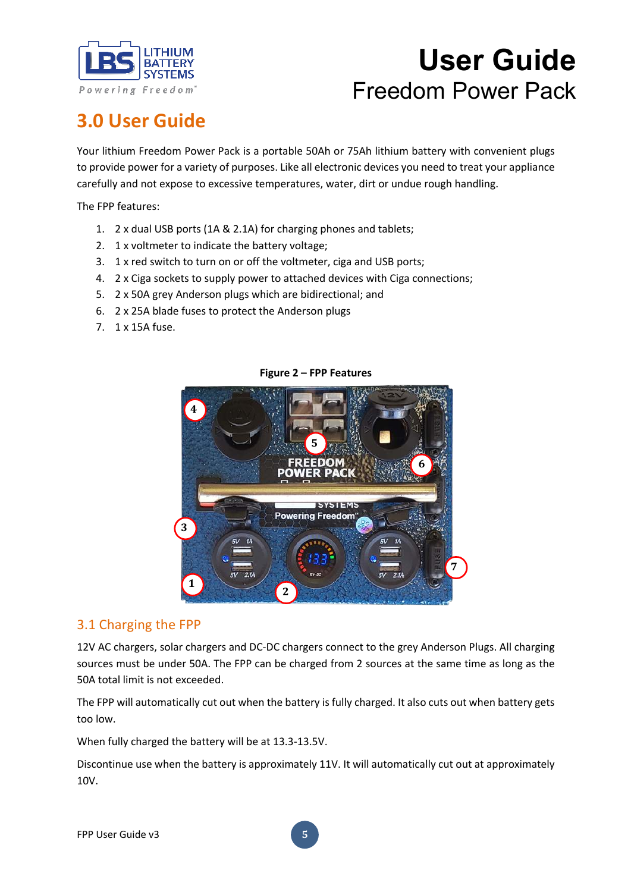# 3.0 User Guide

Your lithium Freedom Power Pack is a portable 50Ah or 75Ah lithium battery with convenient plugs to provide power for a variety of purposes. Like all electronic devices you need to treat your appliance carefully and not expose to excessive temperatures, water, dirt or undue rough handling.

The FPP features:

1. 2 x dual USB ports (1A & 2.1A) for charging phones and tablets;
2. 1 x voltmeter to indicate the battery voltage;
3. 1 x red switch to turn on or off the voltmeter, ciga and USB ports;
4. 2 x Ciga sockets to supply power to attached devices with Ciga connections;
5. 2 x 50A grey Anderson plugs which are bidirectional; and
6. 2 x 25A blade fuses to protect the Anderson plugs
7. 1 x 15A fuse.

**Figure 2 – FPP Features**

## 3.1 Charging the FPP

12V AC chargers, solar chargers and DC-DC chargers connect to the grey Anderson Plugs. All charging sources must be under 50A. The FPP can be charged from 2 sources at the same time as long as the 50A total limit is not exceeded.

The FPP will automatically cut out when the battery is fully charged. It also cuts out when battery gets too low.

When fully charged the battery will be at 13.3-13.5V.

Discontinue use when the battery is approximately 11V. It will automatically cut out at approximately 10V.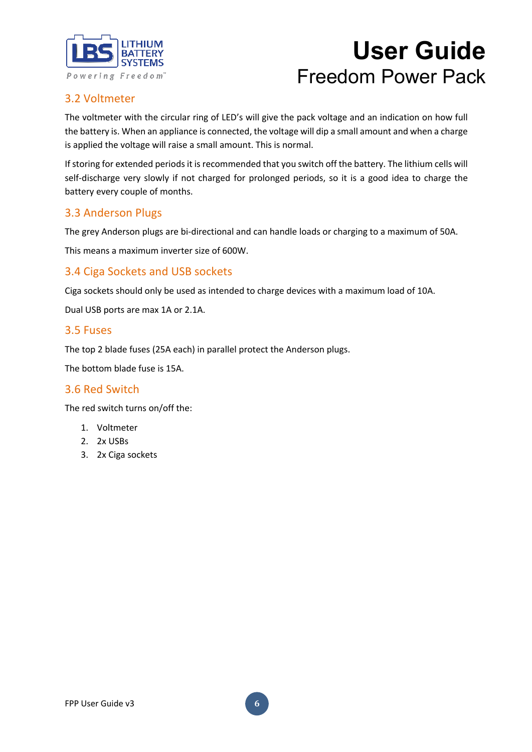## 3.2 Voltmeter

The voltmeter with the circular ring of LED's will give the pack voltage and an indication on how full the battery is. When an appliance is connected, the voltage will dip a small amount and when a charge is applied the voltage will raise a small amount. This is normal.

If storing for extended periods it is recommended that you switch off the battery. The lithium cells will self-discharge very slowly if not charged for prolonged periods, so it is a good idea to charge the battery every couple of months.

## 3.3 Anderson Plugs

The grey Anderson plugs are bi-directional and can handle loads or charging to a maximum of 50A.

This means a maximum inverter size of 600W.

## 3.4 Ciga Sockets and USB sockets

Ciga sockets should only be used as intended to charge devices with a maximum load of 10A.

Dual USB ports are max 1A or 2.1A.

## 3.5 Fuses

The top 2 blade fuses (25A each) in parallel protect the Anderson plugs.

The bottom blade fuse is 15A.

## 3.6 Red Switch

The red switch turns on/off the:

1. Voltmeter
2. 2x USBs
3. 2x Ciga sockets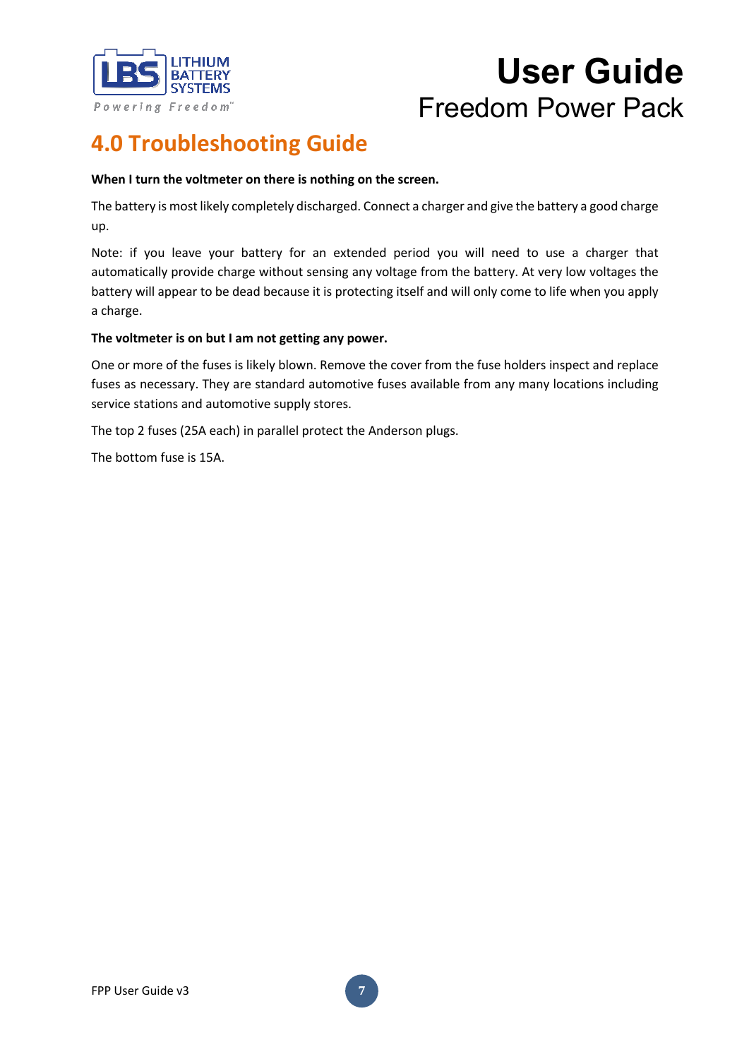## 4.0 Troubleshooting Guide

**When I turn the voltmeter on there is nothing on the screen.**

The battery is most likely completely discharged. Connect a charger and give the battery a good charge up.

Note: if you leave your battery for an extended period you will need to use a charger that automatically provide charge without sensing any voltage from the battery. At very low voltages the battery will appear to be dead because it is protecting itself and will only come to life when you apply a charge.

**The voltmeter is on but I am not getting any power.**

One or more of the fuses is likely blown. Remove the cover from the fuse holders inspect and replace fuses as necessary. They are standard automotive fuses available from any many locations including service stations and automotive supply stores.

The top 2 fuses (25A each) in parallel protect the Anderson plugs.

The bottom fuse is 15A.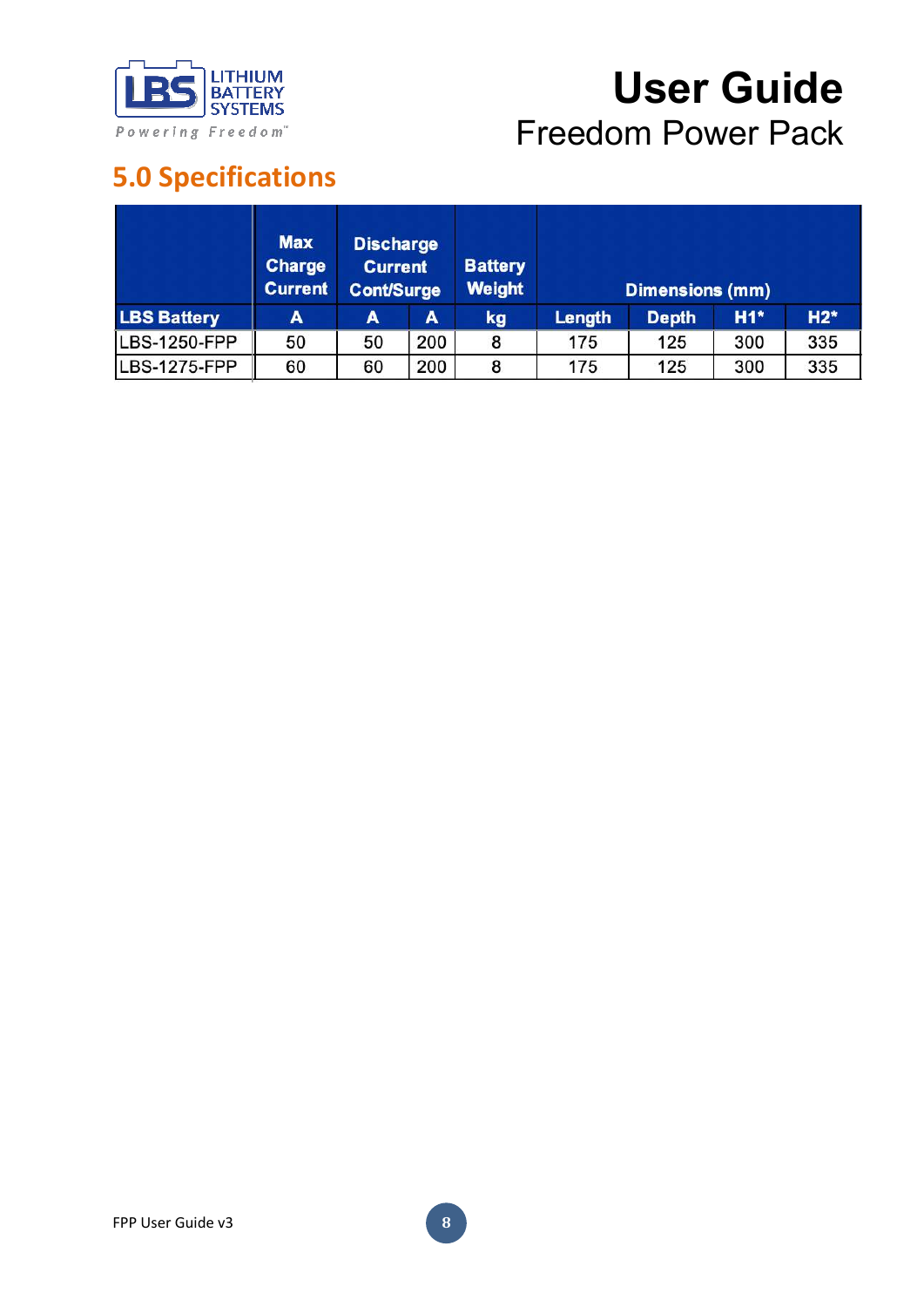## 5.0 Specifications

| | Max Charge Current | Discharge Current Cont/Surge | | Battery Weight | Dimensions (mm) | | | |
|---|---|---|---|---|---|---|---|---|
| LBS Battery | A | A | A | kg | Length | Depth | H1* | H2* |
| LBS-1250-FPP | 50 | 50 | 200 | 8 | 175 | 125 | 300 | 335 |
| LBS-1275-FPP | 60 | 60 | 200 | 8 | 175 | 125 | 300 | 335 |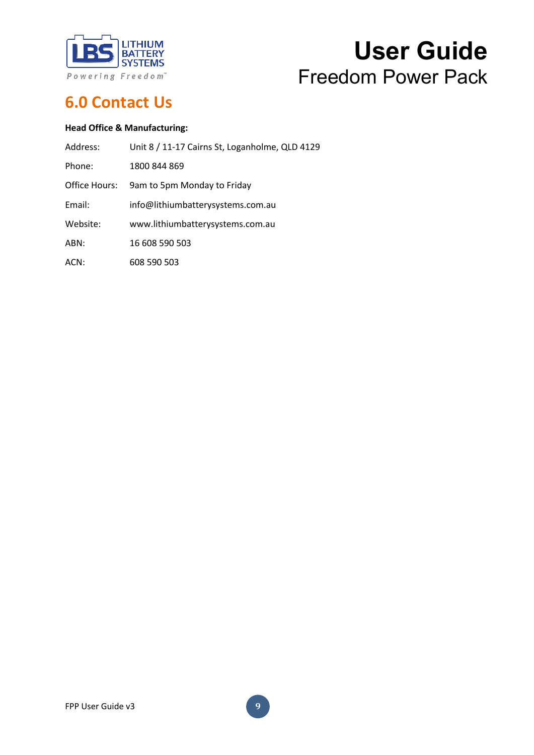## 6.0 Contact Us

**Head Office & Manufacturing:**

| | |
|---|---|
| Address: | Unit 8 / 11-17 Cairns St, Loganholme, QLD 4129 |
| Phone: | 1800 844 869 |
| Office Hours: | 9am to 5pm Monday to Friday |
| Email: | info@lithiumbatterysystems.com.au |
| Website: | www.lithiumbatterysystems.com.au |
| ABN: | 16 608 590 503 |
| ACN: | 608 590 503 |